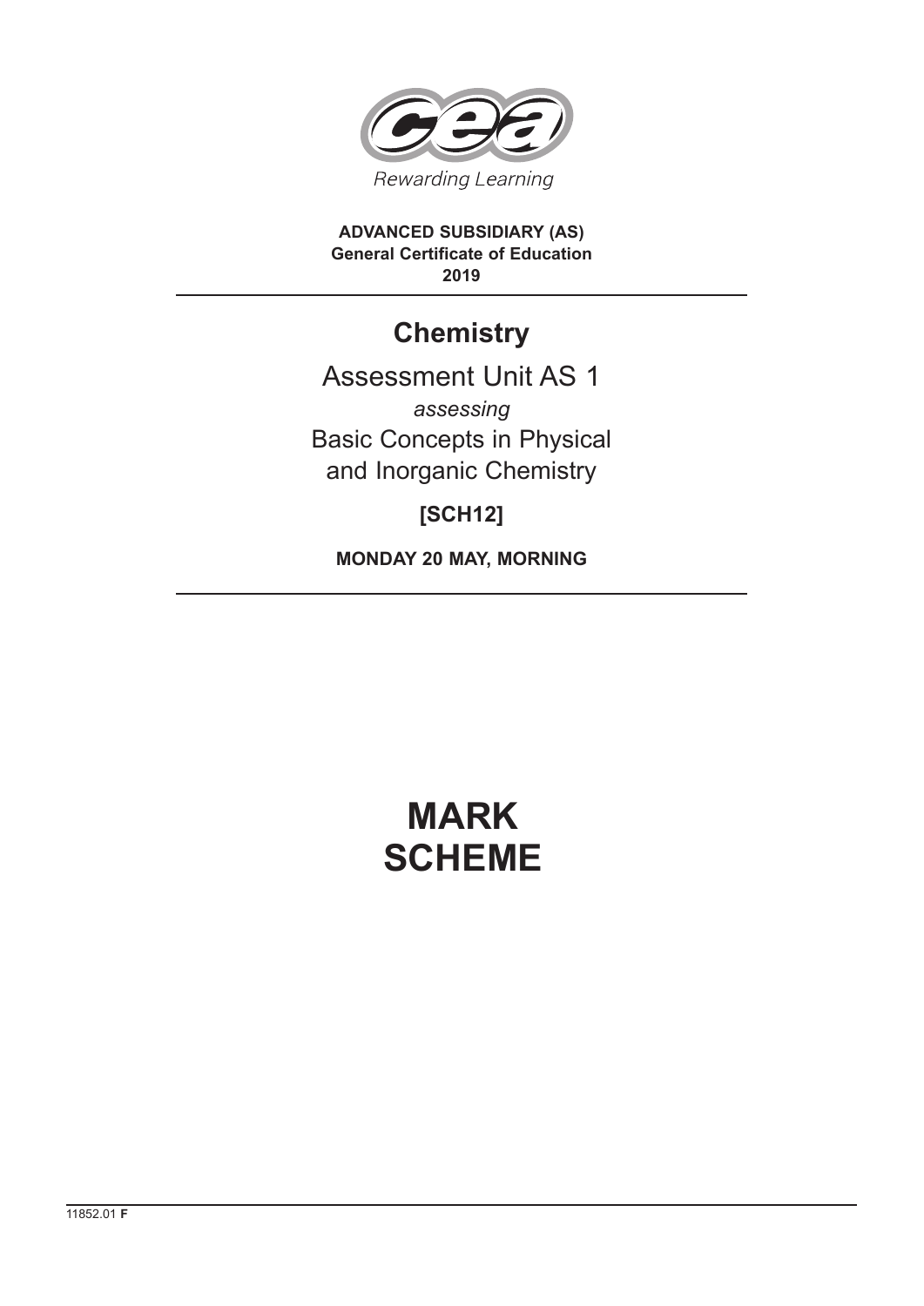Rewarding Learning

**ADVANCED SUBSIDIARY (AS)**
**General Certificate of Education**
**2019**

# Chemistry

## Assessment Unit AS 1

*assessing*

Basic Concepts in Physical and Inorganic Chemistry

**[SCH12]**

**MONDAY 20 MAY, MORNING**

# MARK SCHEME

11852.01 **F**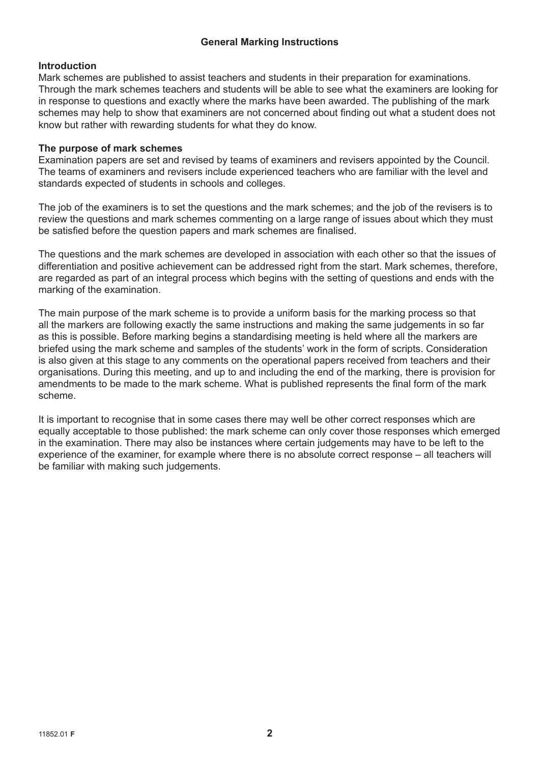## General Marking Instructions

### Introduction

Mark schemes are published to assist teachers and students in their preparation for examinations. Through the mark schemes teachers and students will be able to see what the examiners are looking for in response to questions and exactly where the marks have been awarded. The publishing of the mark schemes may help to show that examiners are not concerned about finding out what a student does not know but rather with rewarding students for what they do know.

### The purpose of mark schemes

Examination papers are set and revised by teams of examiners and revisers appointed by the Council. The teams of examiners and revisers include experienced teachers who are familiar with the level and standards expected of students in schools and colleges.

The job of the examiners is to set the questions and the mark schemes; and the job of the revisers is to review the questions and mark schemes commenting on a large range of issues about which they must be satisfied before the question papers and mark schemes are finalised.

The questions and the mark schemes are developed in association with each other so that the issues of differentiation and positive achievement can be addressed right from the start. Mark schemes, therefore, are regarded as part of an integral process which begins with the setting of questions and ends with the marking of the examination.

The main purpose of the mark scheme is to provide a uniform basis for the marking process so that all the markers are following exactly the same instructions and making the same judgements in so far as this is possible. Before marking begins a standardising meeting is held where all the markers are briefed using the mark scheme and samples of the students' work in the form of scripts. Consideration is also given at this stage to any comments on the operational papers received from teachers and their organisations. During this meeting, and up to and including the end of the marking, there is provision for amendments to be made to the mark scheme. What is published represents the final form of the mark scheme.

It is important to recognise that in some cases there may well be other correct responses which are equally acceptable to those published: the mark scheme can only cover those responses which emerged in the examination. There may also be instances where certain judgements may have to be left to the experience of the examiner, for example where there is no absolute correct response – all teachers will be familiar with making such judgements.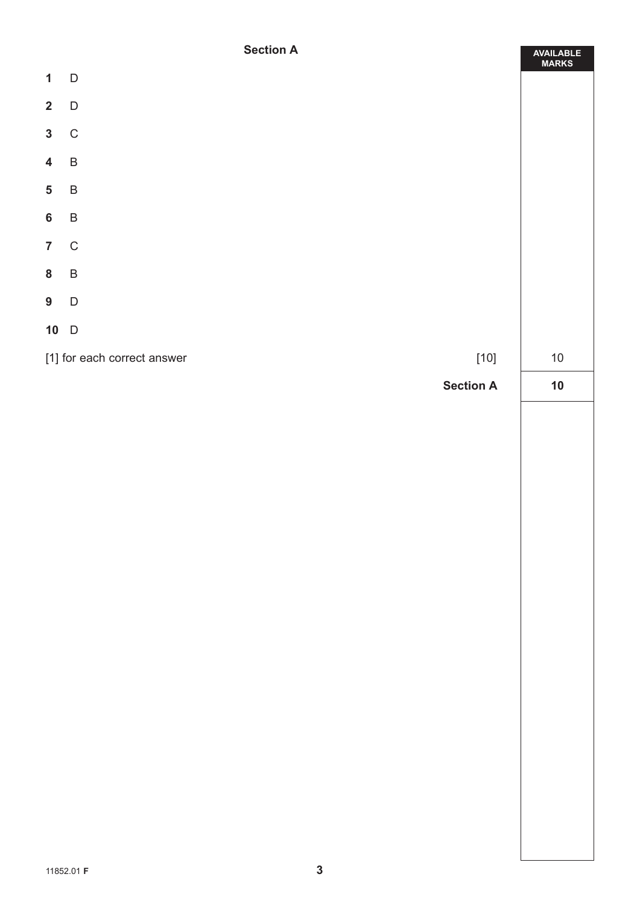## Section A

| | | AVAILABLE MARKS |
|---|---|---|
| **1** | D | |
| **2** | D | |
| **3** | C | |
| **4** | B | |
| **5** | B | |
| **6** | B | |
| **7** | C | |
| **8** | B | |
| **9** | D | |
| **10** | D | |
| [1] for each correct answer | [10] | 10 |
| | **Section A** | **10** |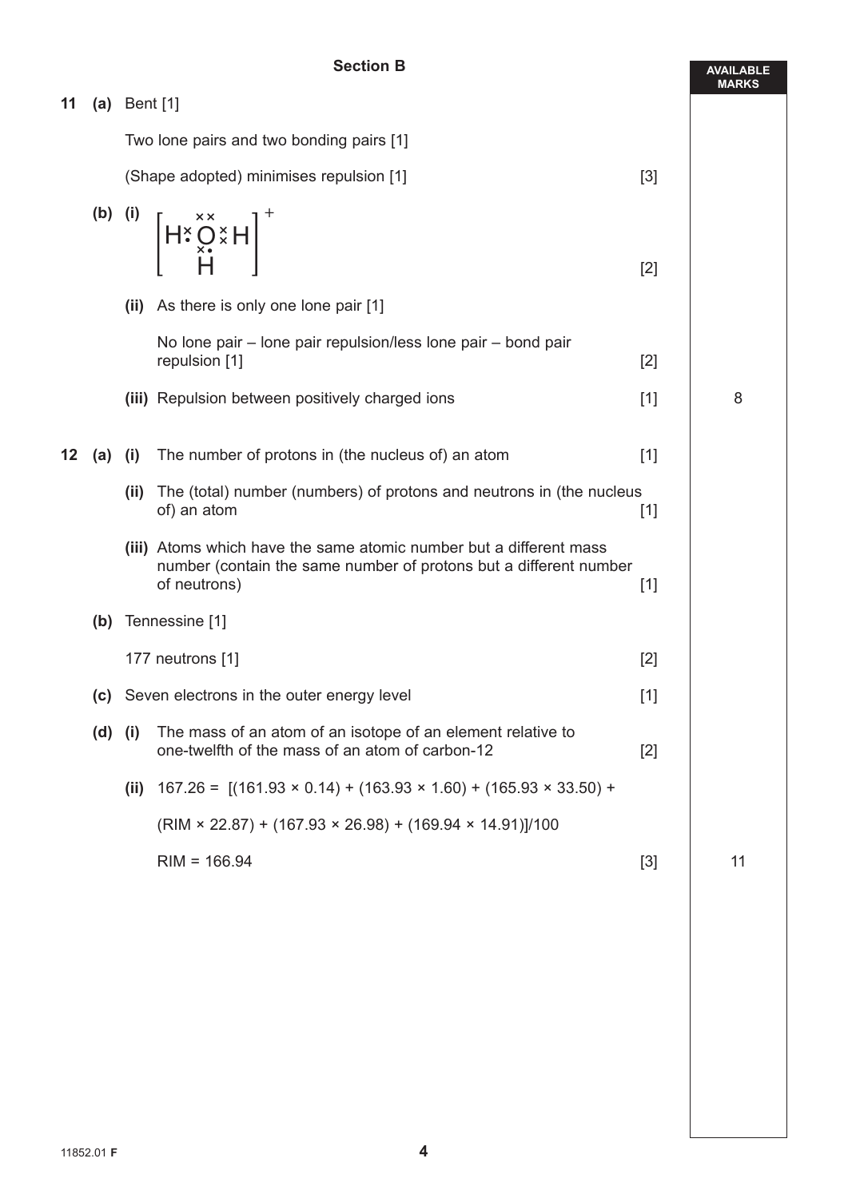## Section B

**AVAILABLE MARKS**

**11 (a)** Bent [1]

Two lone pairs and two bonding pairs [1]

(Shape adopted) minimises repulsion [1] [3]

**(b) (i)**

$$\left[\mathrm{H} \overset{\times}{\bullet} \overset{\times\times}{\underset{\times\bullet}{\mathrm{O}}} \overset{\times}{\times} \mathrm{H}\right]^{+}$$
$$\mathrm{H}$$

[2]

**(ii)** As there is only one lone pair [1]

No lone pair – lone pair repulsion/less lone pair – bond pair repulsion [1] [2]

**(iii)** Repulsion between positively charged ions [1]

8

**12 (a) (i)** The number of protons in (the nucleus of) an atom [1]

**(ii)** The (total) number (numbers) of protons and neutrons in (the nucleus of) an atom [1]

**(iii)** Atoms which have the same atomic number but a different mass number (contain the same number of protons but a different number of neutrons) [1]

**(b)** Tennessine [1]

177 neutrons [1] [2]

**(c)** Seven electrons in the outer energy level [1]

**(d) (i)** The mass of an atom of an isotope of an element relative to one-twelfth of the mass of an atom of carbon-12 [2]

**(ii)** $167.26 = [(161.93 \times 0.14) + (163.93 \times 1.60) + (165.93 \times 33.50) +$

$(\mathrm{RIM} \times 22.87) + (167.93 \times 26.98) + (169.94 \times 14.91)]/100$

$\mathrm{RIM} = 166.94$ [3]

11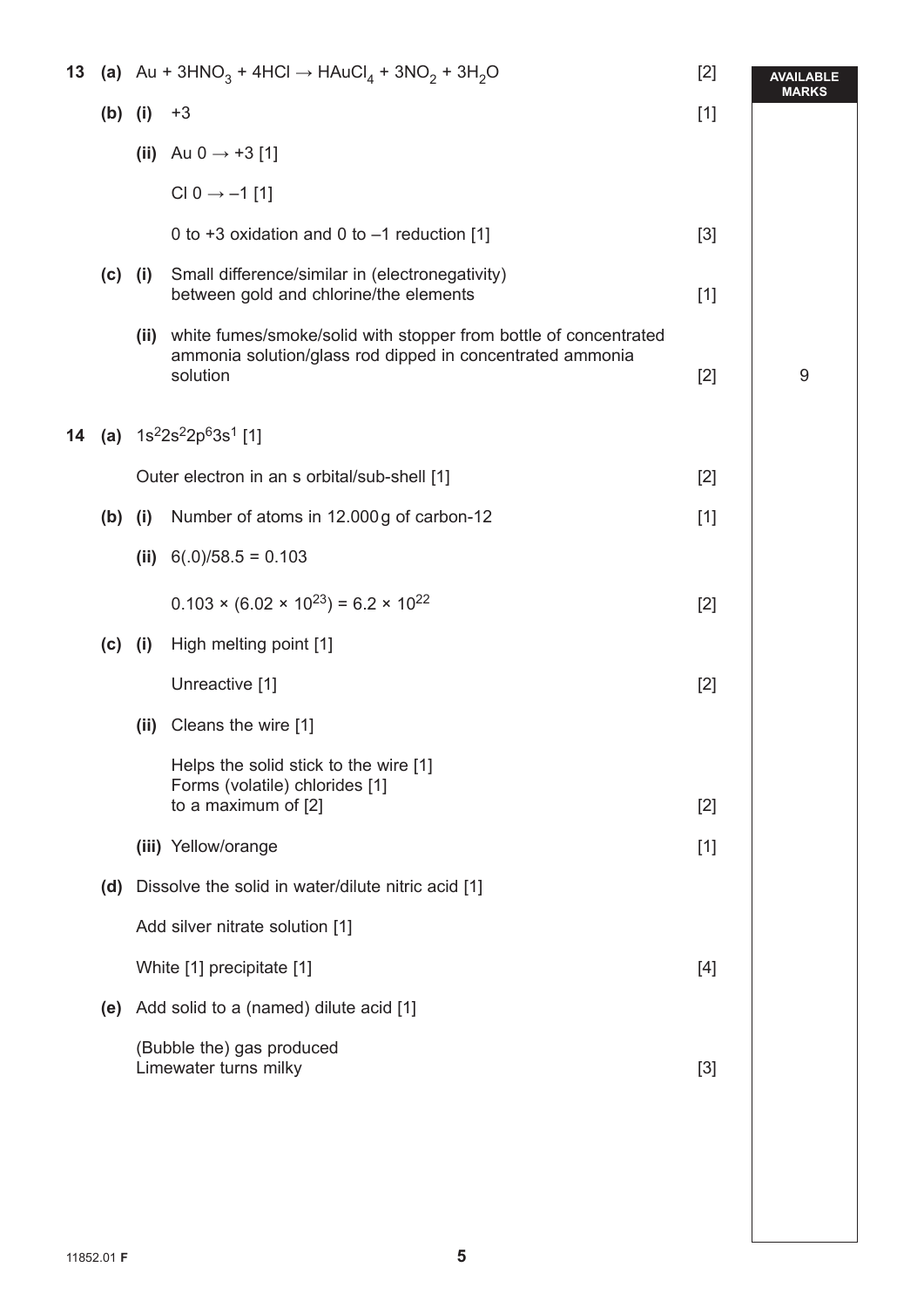| | | | | | AVAILABLE MARKS |
|---|---|---|---|---|---|
| **13** | **(a)** | | $Au + 3HNO_3 + 4HCl \rightarrow HAuCl_4 + 3NO_2 + 3H_2O$ | [2] | |
| | **(b)** | **(i)** | +3 | [1] | |
| | | **(ii)** | Au $0 \rightarrow +3$ [1] | | |
| | | | Cl $0 \rightarrow -1$ [1] | | |
| | | | 0 to +3 oxidation and 0 to –1 reduction [1] | [3] | |
| | **(c)** | **(i)** | Small difference/similar in (electronegativity) between gold and chlorine/the elements | [1] | |
| | | **(ii)** | white fumes/smoke/solid with stopper from bottle of concentrated ammonia solution/glass rod dipped in concentrated ammonia solution | [2] | 9 |
| **14** | **(a)** | | $1s^2 2s^2 2p^6 3s^1$ [1] | | |
| | | | Outer electron in an s orbital/sub-shell [1] | [2] | |
| | **(b)** | **(i)** | Number of atoms in 12.000 g of carbon-12 | [1] | |
| | | **(ii)** | $6(.0)/58.5 = 0.103$ | | |
| | | | $0.103 \times (6.02 \times 10^{23}) = 6.2 \times 10^{22}$ | [2] | |
| | **(c)** | **(i)** | High melting point [1] | | |
| | | | Unreactive [1] | [2] | |
| | | **(ii)** | Cleans the wire [1] | | |
| | | | Helps the solid stick to the wire [1]<br>Forms (volatile) chlorides [1]<br>to a maximum of [2] | [2] | |
| | | **(iii)** | Yellow/orange | [1] | |
| | **(d)** | | Dissolve the solid in water/dilute nitric acid [1] | | |
| | | | Add silver nitrate solution [1] | | |
| | | | White [1] precipitate [1] | [4] | |
| | **(e)** | | Add solid to a (named) dilute acid [1] | | |
| | | | (Bubble the) gas produced<br>Limewater turns milky | [3] | |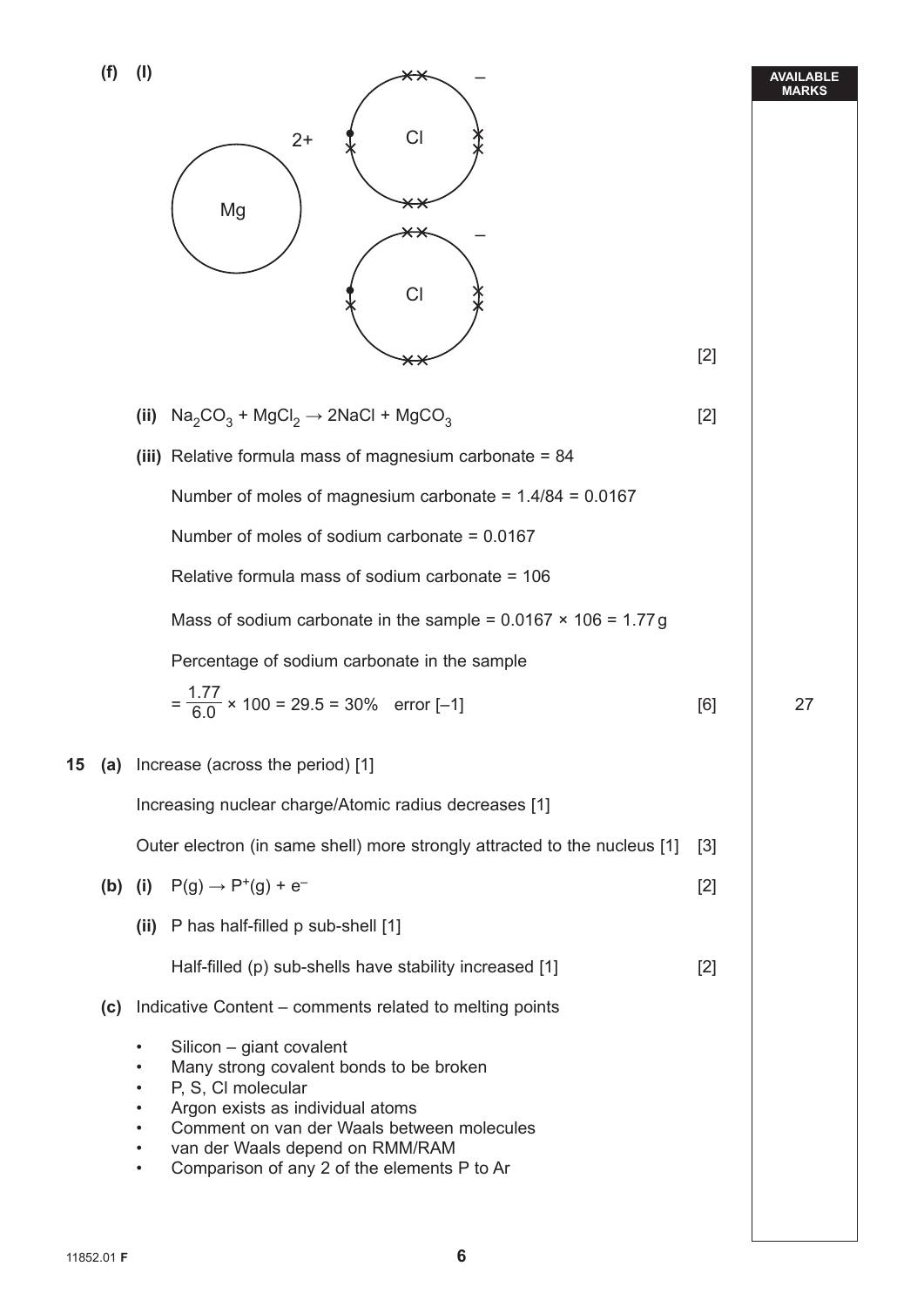**(f) (i)**

Mg $^{2+}$ &nbsp;&nbsp; Cl $^{-}$ &nbsp;&nbsp; Cl $^{-}$

[2]

**(ii)** $Na_2CO_3 + MgCl_2 \rightarrow 2NaCl + MgCO_3$ [2]

**(iii)** Relative formula mass of magnesium carbonate = 84

Number of moles of magnesium carbonate = 1.4/84 = 0.0167

Number of moles of sodium carbonate = 0.0167

Relative formula mass of sodium carbonate = 106

Mass of sodium carbonate in the sample = 0.0167 × 106 = 1.77 g

Percentage of sodium carbonate in the sample

$= \frac{1.77}{6.0} \times 100 = 29.5 = 30\%$ error [–1] [6]

AVAILABLE MARKS: 27

**15 (a)** Increase (across the period) [1]

Increasing nuclear charge/Atomic radius decreases [1]

Outer electron (in same shell) more strongly attracted to the nucleus [1] [3]

**(b) (i)** $P(g) \rightarrow P^+(g) + e^-$ [2]

**(ii)** P has half-filled p sub-shell [1]

Half-filled (p) sub-shells have stability increased [1] [2]

**(c)** Indicative Content – comments related to melting points

- Silicon – giant covalent
- Many strong covalent bonds to be broken
- P, S, Cl molecular
- Argon exists as individual atoms
- Comment on van der Waals between molecules
- van der Waals depend on RMM/RAM
- Comparison of any 2 of the elements P to Ar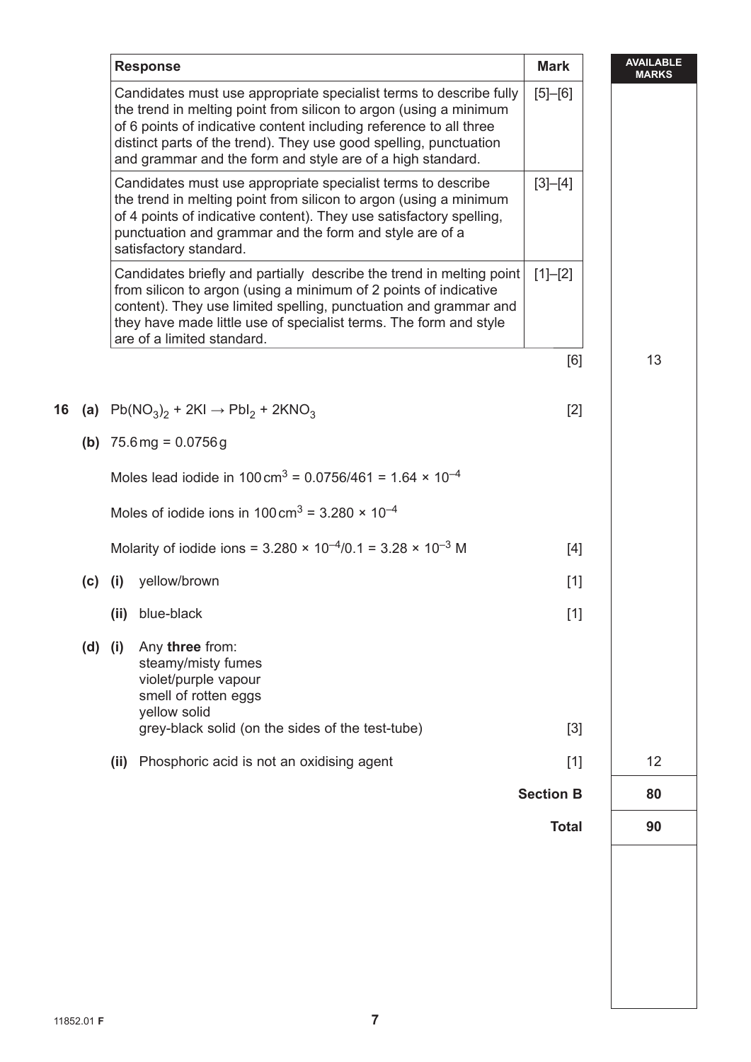| Response | Mark | AVAILABLE MARKS |
|---|---|---|
| Candidates must use appropriate specialist terms to describe fully the trend in melting point from silicon to argon (using a minimum of 6 points of indicative content including reference to all three distinct parts of the trend). They use good spelling, punctuation and grammar and the form and style are of a high standard. | [5]–[6] | |
| Candidates must use appropriate specialist terms to describe the trend in melting point from silicon to argon (using a minimum of 4 points of indicative content). They use satisfactory spelling, punctuation and grammar and the form and style are of a satisfactory standard. | [3]–[4] | |
| Candidates briefly and partially describe the trend in melting point from silicon to argon (using a minimum of 2 points of indicative content). They use limited spelling, punctuation and grammar and they have made little use of specialist terms. The form and style are of a limited standard. | [1]–[2] | |
| | [6] | 13 |

**16 (a)** $Pb(NO_3)_2 + 2KI \rightarrow PbI_2 + 2KNO_3$ [2]

**(b)** 75.6 mg = 0.0756 g

Moles lead iodide in 100 $cm^3$ = 0.0756/461 = $1.64 \times 10^{-4}$

Moles of iodide ions in 100 $cm^3$ = $3.280 \times 10^{-4}$

Molarity of iodide ions = $3.280 \times 10^{-4}/0.1 = 3.28 \times 10^{-3}$ M [4]

**(c) (i)** yellow/brown [1]

**(ii)** blue-black [1]

**(d) (i)** Any **three** from:
steamy/misty fumes
violet/purple vapour
smell of rotten eggs
yellow solid
grey-black solid (on the sides of the test-tube) [3]

**(ii)** Phosphoric acid is not an oxidising agent [1] — 12

| | |
|---|---|
| **Section B** | 80 |
| **Total** | 90 |